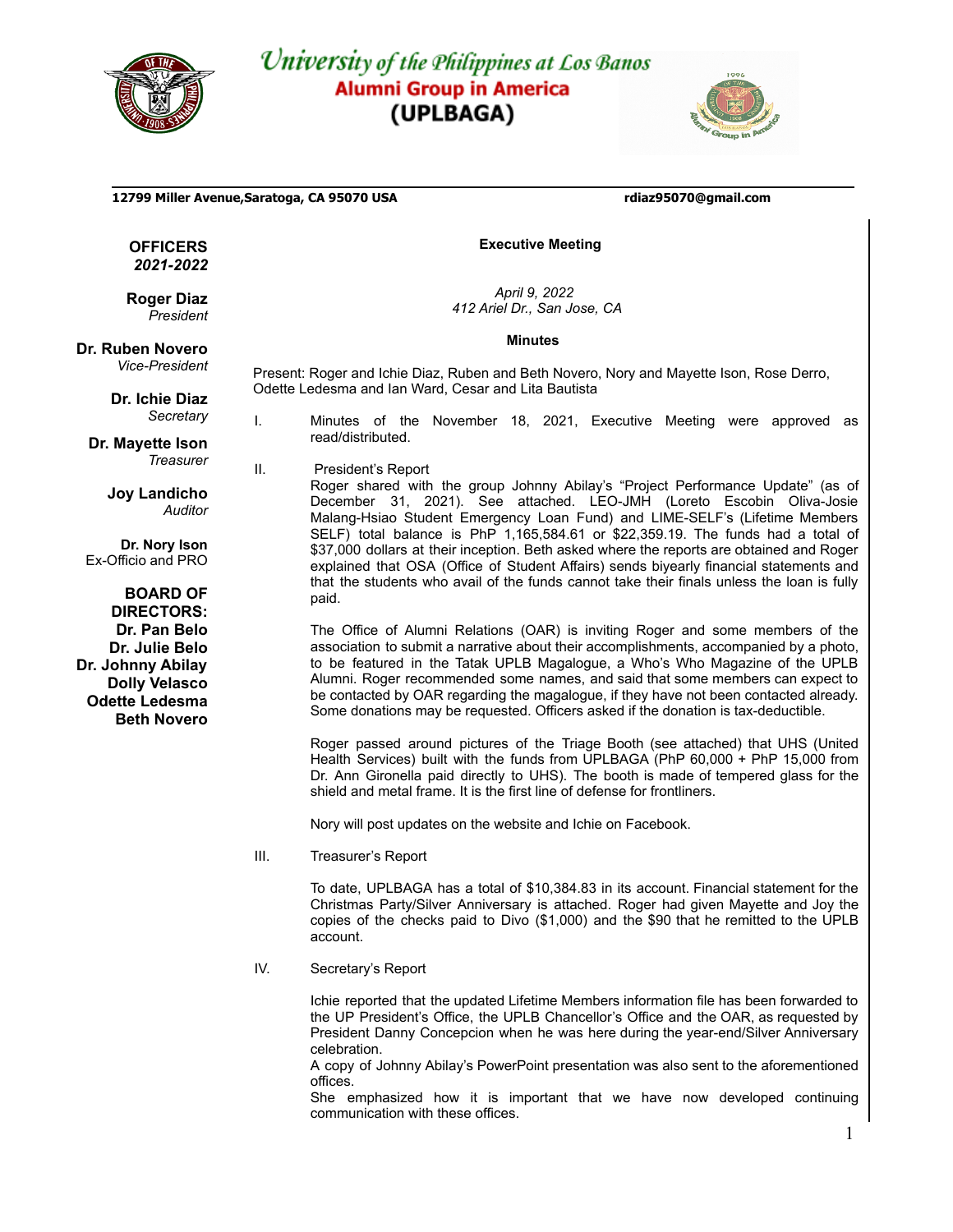# University of the Philippines at Los Banos
## Alumni Group in America
## (UPLBAGA)

**12799 Miller Avenue,Saratoga, CA 95070 USA** **rdiaz95070@gmail.com**

**OFFICERS**
***2021-2022***

**Roger Diaz**
*President*

**Dr. Ruben Novero**
*Vice-President*

**Dr. Ichie Diaz**
*Secretary*

**Dr. Mayette Ison**
*Treasurer*

**Joy Landicho**
*Auditor*

**Dr. Nory Ison**
Ex-Officio and PRO

**BOARD OF DIRECTORS:**
**Dr. Pan Belo**
**Dr. Julie Belo**
**Dr. Johnny Abilay**
**Dolly Velasco**
**Odette Ledesma**
**Beth Novero**

**Executive Meeting**

*April 9, 2022*
*412 Ariel Dr., San Jose, CA*

**Minutes**

Present: Roger and Ichie Diaz, Ruben and Beth Novero, Nory and Mayette Ison, Rose Derro, Odette Ledesma and Ian Ward, Cesar and Lita Bautista

I. Minutes of the November 18, 2021, Executive Meeting were approved as read/distributed.

II. President's Report

Roger shared with the group Johnny Abilay's "Project Performance Update" (as of December 31, 2021). See attached. LEO-JMH (Loreto Escobin Oliva-Josie Malang-Hsiao Student Emergency Loan Fund) and LIME-SELF's (Lifetime Members SELF) total balance is PhP 1,165,584.61 or $22,359.19. The funds had a total of $37,000 dollars at their inception. Beth asked where the reports are obtained and Roger explained that OSA (Office of Student Affairs) sends biyearly financial statements and that the students who avail of the funds cannot take their finals unless the loan is fully paid.

The Office of Alumni Relations (OAR) is inviting Roger and some members of the association to submit a narrative about their accomplishments, accompanied by a photo, to be featured in the Tatak UPLB Magalogue, a Who's Who Magazine of the UPLB Alumni. Roger recommended some names, and said that some members can expect to be contacted by OAR regarding the magalogue, if they have not been contacted already. Some donations may be requested. Officers asked if the donation is tax-deductible.

Roger passed around pictures of the Triage Booth (see attached) that UHS (United Health Services) built with the funds from UPLBAGA (PhP 60,000 + PhP 15,000 from Dr. Ann Gironella paid directly to UHS). The booth is made of tempered glass for the shield and metal frame. It is the first line of defense for frontliners.

Nory will post updates on the website and Ichie on Facebook.

III. Treasurer's Report

To date, UPLBAGA has a total of $10,384.83 in its account. Financial statement for the Christmas Party/Silver Anniversary is attached. Roger had given Mayette and Joy the copies of the checks paid to Divo ($1,000) and the $90 that he remitted to the UPLB account.

IV. Secretary's Report

Ichie reported that the updated Lifetime Members information file has been forwarded to the UP President's Office, the UPLB Chancellor's Office and the OAR, as requested by President Danny Concepcion when he was here during the year-end/Silver Anniversary celebration.
A copy of Johnny Abilay's PowerPoint presentation was also sent to the aforementioned offices.
She emphasized how it is important that we have now developed continuing communication with these offices.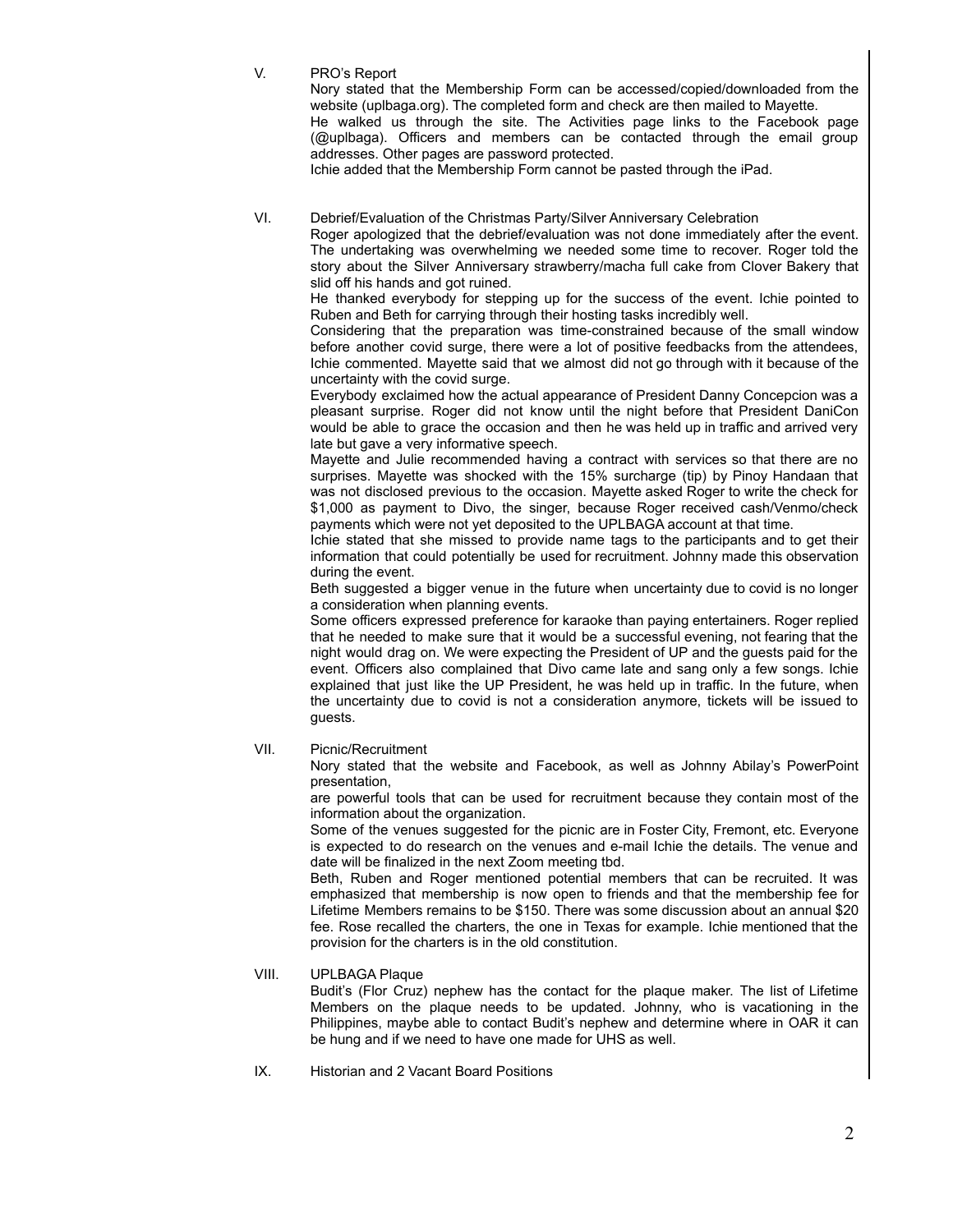## V. PRO's Report

Nory stated that the Membership Form can be accessed/copied/downloaded from the website (uplbaga.org). The completed form and check are then mailed to Mayette.

He walked us through the site. The Activities page links to the Facebook page (@uplbaga). Officers and members can be contacted through the email group addresses. Other pages are password protected.

Ichie added that the Membership Form cannot be pasted through the iPad.

## VI. Debrief/Evaluation of the Christmas Party/Silver Anniversary Celebration

Roger apologized that the debrief/evaluation was not done immediately after the event. The undertaking was overwhelming we needed some time to recover. Roger told the story about the Silver Anniversary strawberry/macha full cake from Clover Bakery that slid off his hands and got ruined.

He thanked everybody for stepping up for the success of the event. Ichie pointed to Ruben and Beth for carrying through their hosting tasks incredibly well.

Considering that the preparation was time-constrained because of the small window before another covid surge, there were a lot of positive feedbacks from the attendees, Ichie commented. Mayette said that we almost did not go through with it because of the uncertainty with the covid surge.

Everybody exclaimed how the actual appearance of President Danny Concepcion was a pleasant surprise. Roger did not know until the night before that President DaniCon would be able to grace the occasion and then he was held up in traffic and arrived very late but gave a very informative speech.

Mayette and Julie recommended having a contract with services so that there are no surprises. Mayette was shocked with the 15% surcharge (tip) by Pinoy Handaan that was not disclosed previous to the occasion. Mayette asked Roger to write the check for $1,000 as payment to Divo, the singer, because Roger received cash/Venmo/check payments which were not yet deposited to the UPLBAGA account at that time.

Ichie stated that she missed to provide name tags to the participants and to get their information that could potentially be used for recruitment. Johnny made this observation during the event.

Beth suggested a bigger venue in the future when uncertainty due to covid is no longer a consideration when planning events.

Some officers expressed preference for karaoke than paying entertainers. Roger replied that he needed to make sure that it would be a successful evening, not fearing that the night would drag on. We were expecting the President of UP and the guests paid for the event. Officers also complained that Divo came late and sang only a few songs. Ichie explained that just like the UP President, he was held up in traffic. In the future, when the uncertainty due to covid is not a consideration anymore, tickets will be issued to guests.

## VII. Picnic/Recruitment

Nory stated that the website and Facebook, as well as Johnny Abilay's PowerPoint presentation,

are powerful tools that can be used for recruitment because they contain most of the information about the organization.

Some of the venues suggested for the picnic are in Foster City, Fremont, etc. Everyone is expected to do research on the venues and e-mail Ichie the details. The venue and date will be finalized in the next Zoom meeting tbd.

Beth, Ruben and Roger mentioned potential members that can be recruited. It was emphasized that membership is now open to friends and that the membership fee for Lifetime Members remains to be $150. There was some discussion about an annual $20 fee. Rose recalled the charters, the one in Texas for example. Ichie mentioned that the provision for the charters is in the old constitution.

## VIII. UPLBAGA Plaque

Budit's (Flor Cruz) nephew has the contact for the plaque maker. The list of Lifetime Members on the plaque needs to be updated. Johnny, who is vacationing in the Philippines, maybe able to contact Budit's nephew and determine where in OAR it can be hung and if we need to have one made for UHS as well.

## IX. Historian and 2 Vacant Board Positions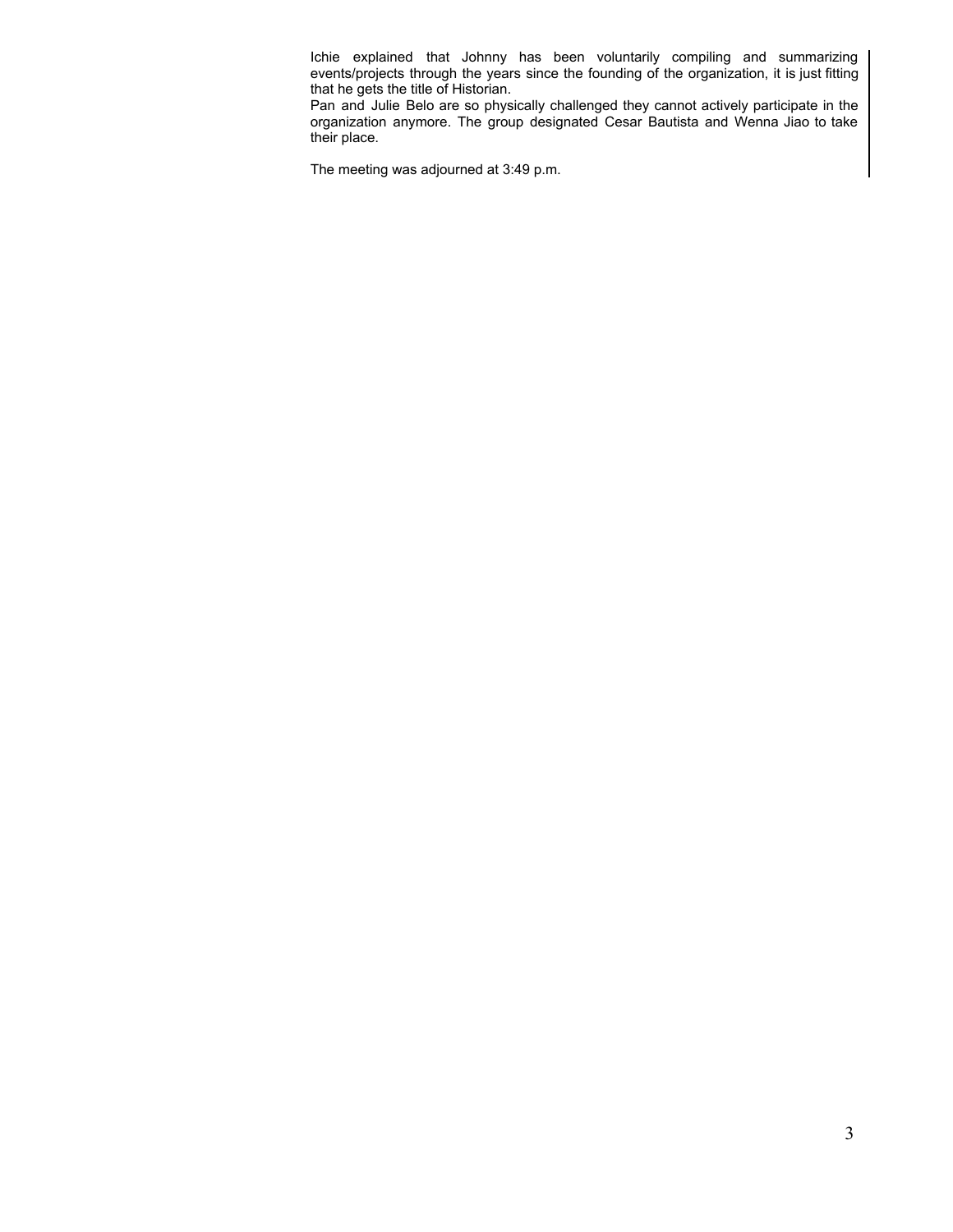Ichie explained that Johnny has been voluntarily compiling and summarizing events/projects through the years since the founding of the organization, it is just fitting that he gets the title of Historian.
Pan and Julie Belo are so physically challenged they cannot actively participate in the organization anymore. The group designated Cesar Bautista and Wenna Jiao to take their place.

The meeting was adjourned at 3:49 p.m.